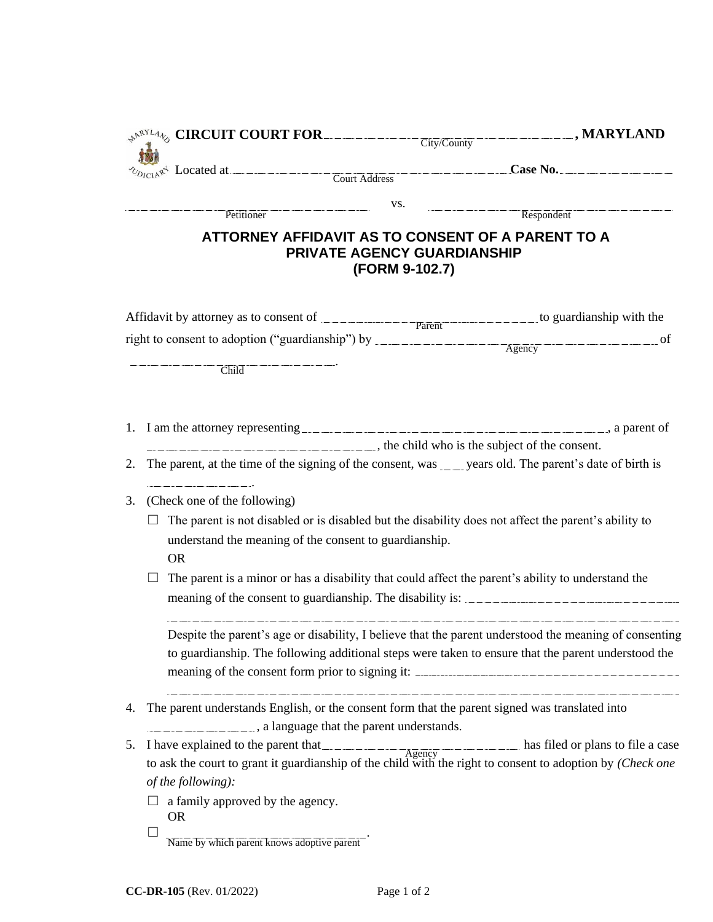**CIRCUIT COURT FOR** \_\_\_\_\_\_\_\_\_\_\_\_\_\_\_\_\_\_\_\_\_\_\_\_\_\_\_\_\_\_ **, MARYLAND**
City/County

Located at \_\_\_\_\_\_\_\_\_\_\_\_\_\_\_\_\_\_\_\_\_\_\_\_\_\_\_\_\_\_\_\_\_\_\_\_\_\_ **Case No.** \_\_\_\_\_\_\_\_\_\_\_\_\_\_\_\_\_\_
Court Address

\_\_\_\_\_\_\_\_\_\_\_\_\_\_\_\_\_\_\_\_\_\_\_\_\_\_\_\_\_\_ vs. \_\_\_\_\_\_\_\_\_\_\_\_\_\_\_\_\_\_\_\_\_\_\_\_\_\_\_\_\_\_
Petitioner Respondent

# ATTORNEY AFFIDAVIT AS TO CONSENT OF A PARENT TO A PRIVATE AGENCY GUARDIANSHIP (FORM 9-102.7)

Affidavit by attorney as to consent of \_\_\_\_\_\_\_\_\_\_\_\_\_\_\_\_\_\_\_\_\_\_\_\_\_\_\_\_ (Parent) to guardianship with the right to consent to adoption ("guardianship") by \_\_\_\_\_\_\_\_\_\_\_\_\_\_\_\_\_\_\_\_\_\_\_\_\_\_\_\_\_\_\_\_\_\_ (Agency) of \_\_\_\_\_\_\_\_\_\_\_\_\_\_\_\_\_\_\_\_\_\_\_\_\_\_\_\_ (Child).

1. I am the attorney representing \_\_\_\_\_\_\_\_\_\_\_\_\_\_\_\_\_\_\_\_\_\_\_\_\_\_\_\_\_\_\_\_\_\_\_\_\_\_, a parent of \_\_\_\_\_\_\_\_\_\_\_\_\_\_\_\_\_\_\_\_\_\_\_\_\_\_\_\_\_\_, the child who is the subject of the consent.
2. The parent, at the time of the signing of the consent, was \_\_\_ years old. The parent's date of birth is \_\_\_\_\_\_\_\_\_\_\_\_\_\_.
3. (Check one of the following)
   - ☐ The parent is not disabled or is disabled but the disability does not affect the parent's ability to understand the meaning of the consent to guardianship.
     OR
   - ☐ The parent is a minor or has a disability that could affect the parent's ability to understand the meaning of the consent to guardianship. The disability is: \_\_\_\_\_\_\_\_\_\_\_\_\_\_\_\_\_\_\_\_\_\_\_\_\_\_\_\_
     \_\_\_\_\_\_\_\_\_\_\_\_\_\_\_\_\_\_\_\_\_\_\_\_\_\_\_\_\_\_\_\_\_\_\_\_\_\_\_\_\_\_\_\_\_\_\_\_\_\_\_\_\_\_\_\_\_\_\_\_

     Despite the parent's age or disability, I believe that the parent understood the meaning of consenting to guardianship. The following additional steps were taken to ensure that the parent understood the meaning of the consent form prior to signing it: \_\_\_\_\_\_\_\_\_\_\_\_\_\_\_\_\_\_\_\_\_\_\_\_\_\_\_\_\_\_\_\_\_\_
     \_\_\_\_\_\_\_\_\_\_\_\_\_\_\_\_\_\_\_\_\_\_\_\_\_\_\_\_\_\_\_\_\_\_\_\_\_\_\_\_\_\_\_\_\_\_\_\_\_\_\_\_\_\_\_\_\_\_\_\_
4. The parent understands English, or the consent form that the parent signed was translated into \_\_\_\_\_\_\_\_\_\_\_\_\_\_, a language that the parent understands.
5. I have explained to the parent that \_\_\_\_\_\_\_\_\_\_\_\_\_\_\_\_\_\_\_\_\_\_\_\_\_\_ (Agency) has filed or plans to file a case to ask the court to grant it guardianship of the child with the right to consent to adoption by *(Check one of the following):*
   - ☐ a family approved by the agency.
     OR
   - ☐ \_\_\_\_\_\_\_\_\_\_\_\_\_\_\_\_\_\_\_\_\_\_\_\_\_\_\_\_\_\_\_\_ (Name by which parent knows adoptive parent).

**CC-DR-105** (Rev. 01/2022)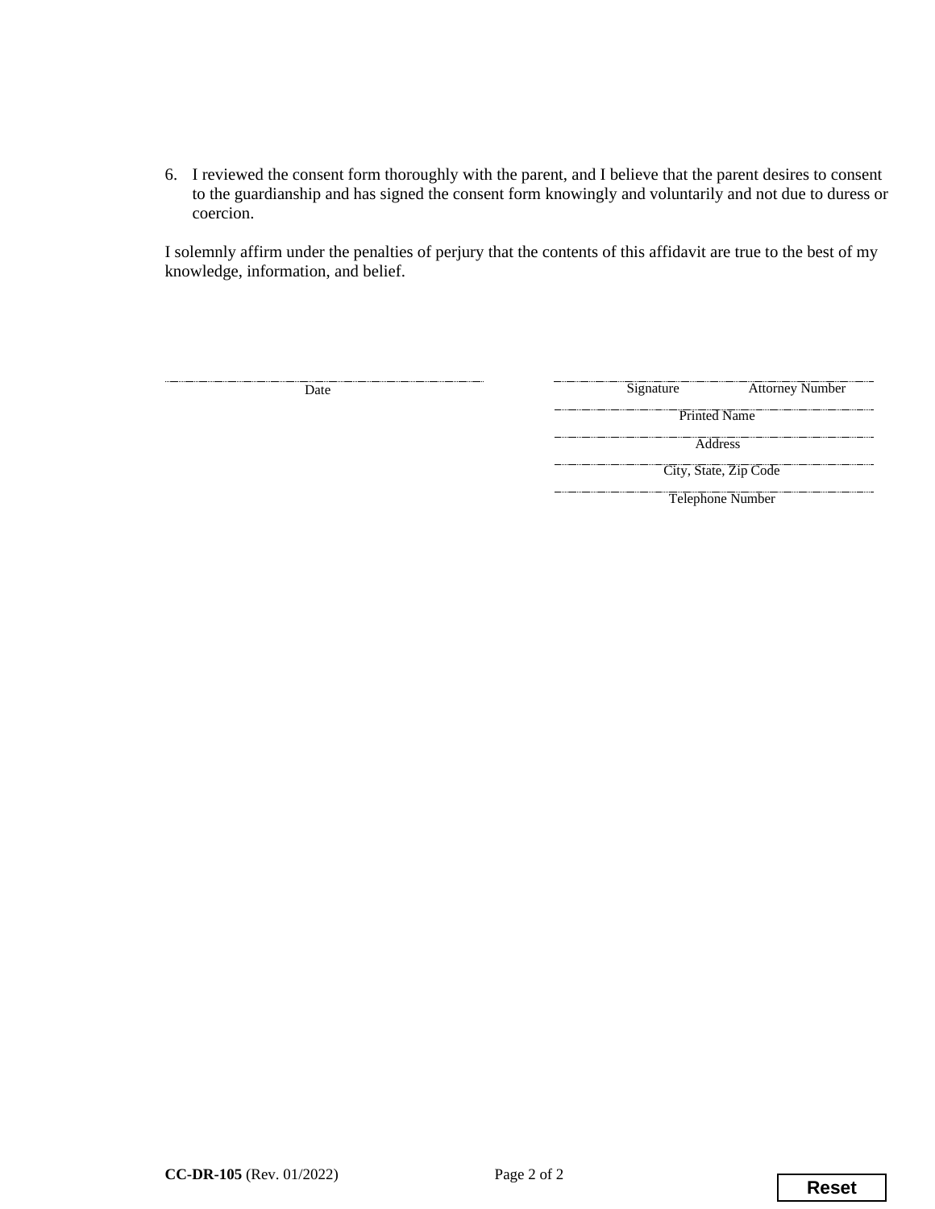6. I reviewed the consent form thoroughly with the parent, and I believe that the parent desires to consent to the guardianship and has signed the consent form knowingly and voluntarily and not due to duress or coercion.

I solemnly affirm under the penalties of perjury that the contents of this affidavit are true to the best of my knowledge, information, and belief.

| | |
|---|---|
| ______________________ Date | ______________________ Signature Attorney Number |
| | ______________________ Printed Name |
| | ______________________ Address |
| | ______________________ City, State, Zip Code |
| | ______________________ Telephone Number |

**CC-DR-105** (Rev. 01/2022)

Reset